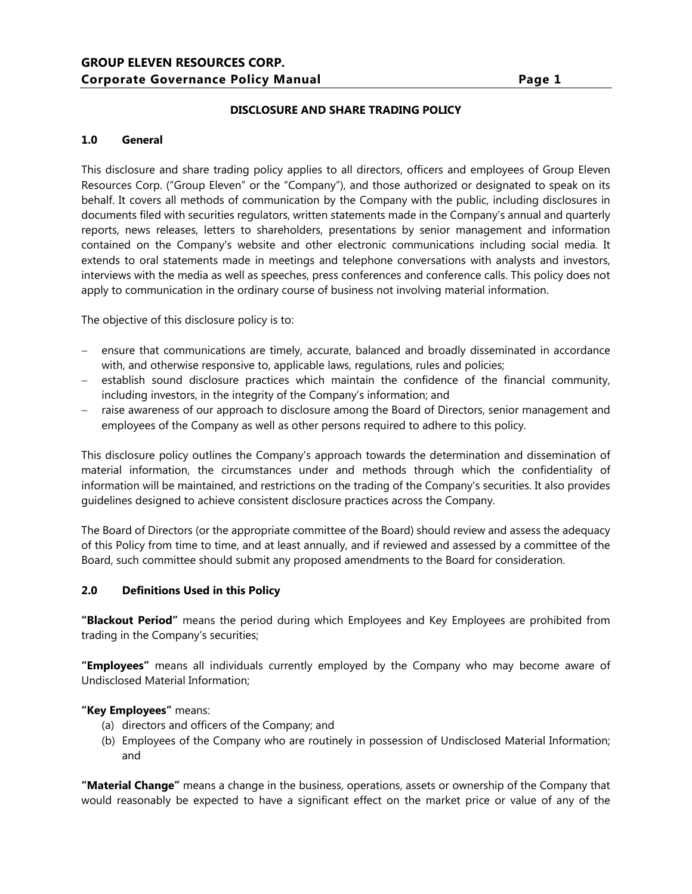## DISCLOSURE AND SHARE TRADING POLICY

### 1.0 General

This disclosure and share trading policy applies to all directors, officers and employees of Group Eleven Resources Corp. ("Group Eleven" or the "Company"), and those authorized or designated to speak on its behalf. It covers all methods of communication by the Company with the public, including disclosures in documents filed with securities regulators, written statements made in the Company's annual and quarterly reports, news releases, letters to shareholders, presentations by senior management and information contained on the Company's website and other electronic communications including social media. It extends to oral statements made in meetings and telephone conversations with analysts and investors, interviews with the media as well as speeches, press conferences and conference calls. This policy does not apply to communication in the ordinary course of business not involving material information.

The objective of this disclosure policy is to:

- ensure that communications are timely, accurate, balanced and broadly disseminated in accordance with, and otherwise responsive to, applicable laws, regulations, rules and policies;
- establish sound disclosure practices which maintain the confidence of the financial community, including investors, in the integrity of the Company's information; and
- raise awareness of our approach to disclosure among the Board of Directors, senior management and employees of the Company as well as other persons required to adhere to this policy.

This disclosure policy outlines the Company's approach towards the determination and dissemination of material information, the circumstances under and methods through which the confidentiality of information will be maintained, and restrictions on the trading of the Company's securities. It also provides guidelines designed to achieve consistent disclosure practices across the Company.

The Board of Directors (or the appropriate committee of the Board) should review and assess the adequacy of this Policy from time to time, and at least annually, and if reviewed and assessed by a committee of the Board, such committee should submit any proposed amendments to the Board for consideration.

### 2.0 Definitions Used in this Policy

**"Blackout Period"** means the period during which Employees and Key Employees are prohibited from trading in the Company's securities;

**"Employees"** means all individuals currently employed by the Company who may become aware of Undisclosed Material Information;

**"Key Employees"** means:

(a) directors and officers of the Company; and
(b) Employees of the Company who are routinely in possession of Undisclosed Material Information; and

**"Material Change"** means a change in the business, operations, assets or ownership of the Company that would reasonably be expected to have a significant effect on the market price or value of any of the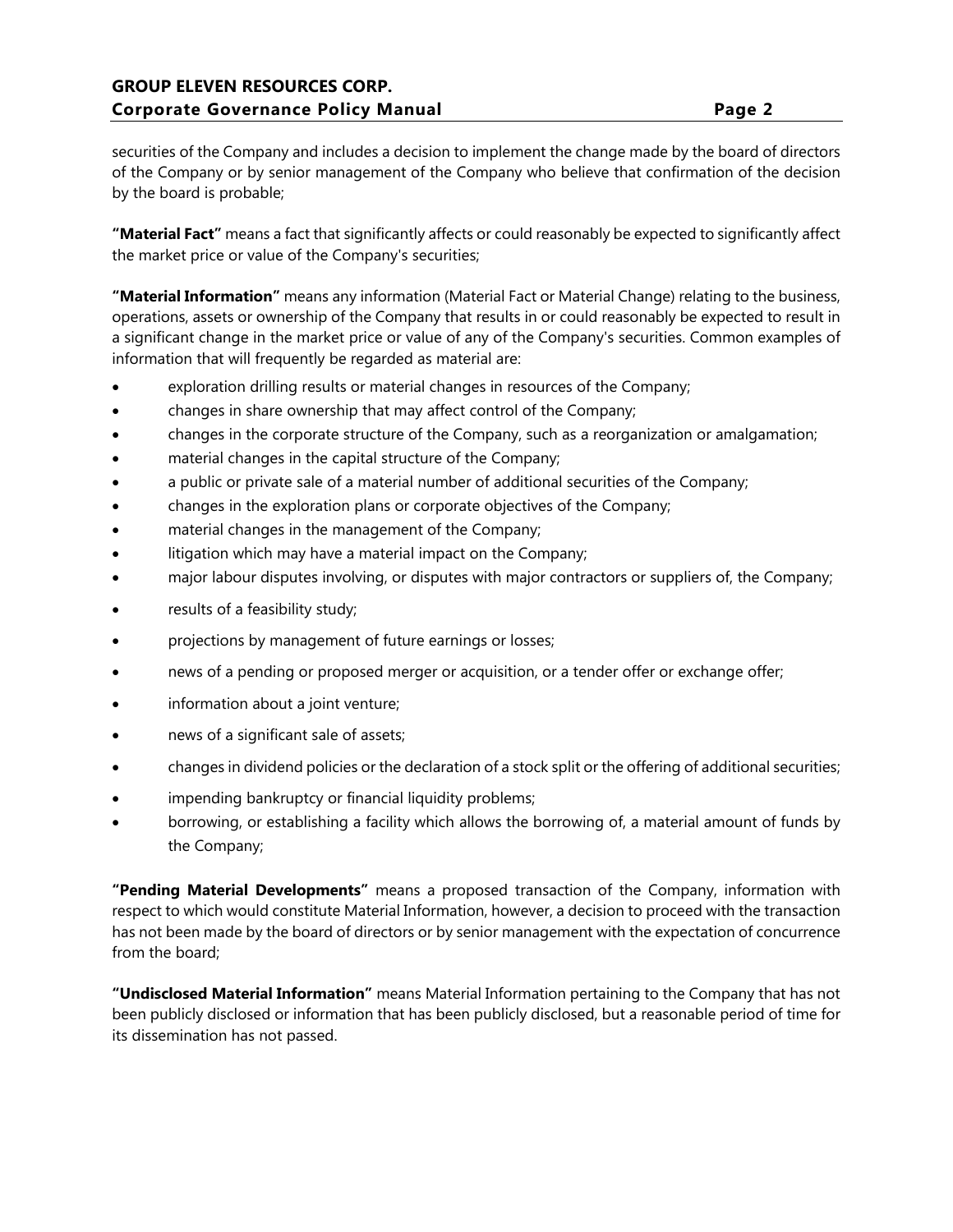securities of the Company and includes a decision to implement the change made by the board of directors of the Company or by senior management of the Company who believe that confirmation of the decision by the board is probable;

**"Material Fact"** means a fact that significantly affects or could reasonably be expected to significantly affect the market price or value of the Company's securities;

**"Material Information"** means any information (Material Fact or Material Change) relating to the business, operations, assets or ownership of the Company that results in or could reasonably be expected to result in a significant change in the market price or value of any of the Company's securities. Common examples of information that will frequently be regarded as material are:

- exploration drilling results or material changes in resources of the Company;
- changes in share ownership that may affect control of the Company;
- changes in the corporate structure of the Company, such as a reorganization or amalgamation;
- material changes in the capital structure of the Company;
- a public or private sale of a material number of additional securities of the Company;
- changes in the exploration plans or corporate objectives of the Company;
- material changes in the management of the Company;
- litigation which may have a material impact on the Company;
- major labour disputes involving, or disputes with major contractors or suppliers of, the Company;
- results of a feasibility study;
- projections by management of future earnings or losses;
- news of a pending or proposed merger or acquisition, or a tender offer or exchange offer;
- information about a joint venture;
- news of a significant sale of assets;
- changes in dividend policies or the declaration of a stock split or the offering of additional securities;
- impending bankruptcy or financial liquidity problems;
- borrowing, or establishing a facility which allows the borrowing of, a material amount of funds by the Company;

**"Pending Material Developments"** means a proposed transaction of the Company, information with respect to which would constitute Material Information, however, a decision to proceed with the transaction has not been made by the board of directors or by senior management with the expectation of concurrence from the board;

**"Undisclosed Material Information"** means Material Information pertaining to the Company that has not been publicly disclosed or information that has been publicly disclosed, but a reasonable period of time for its dissemination has not passed.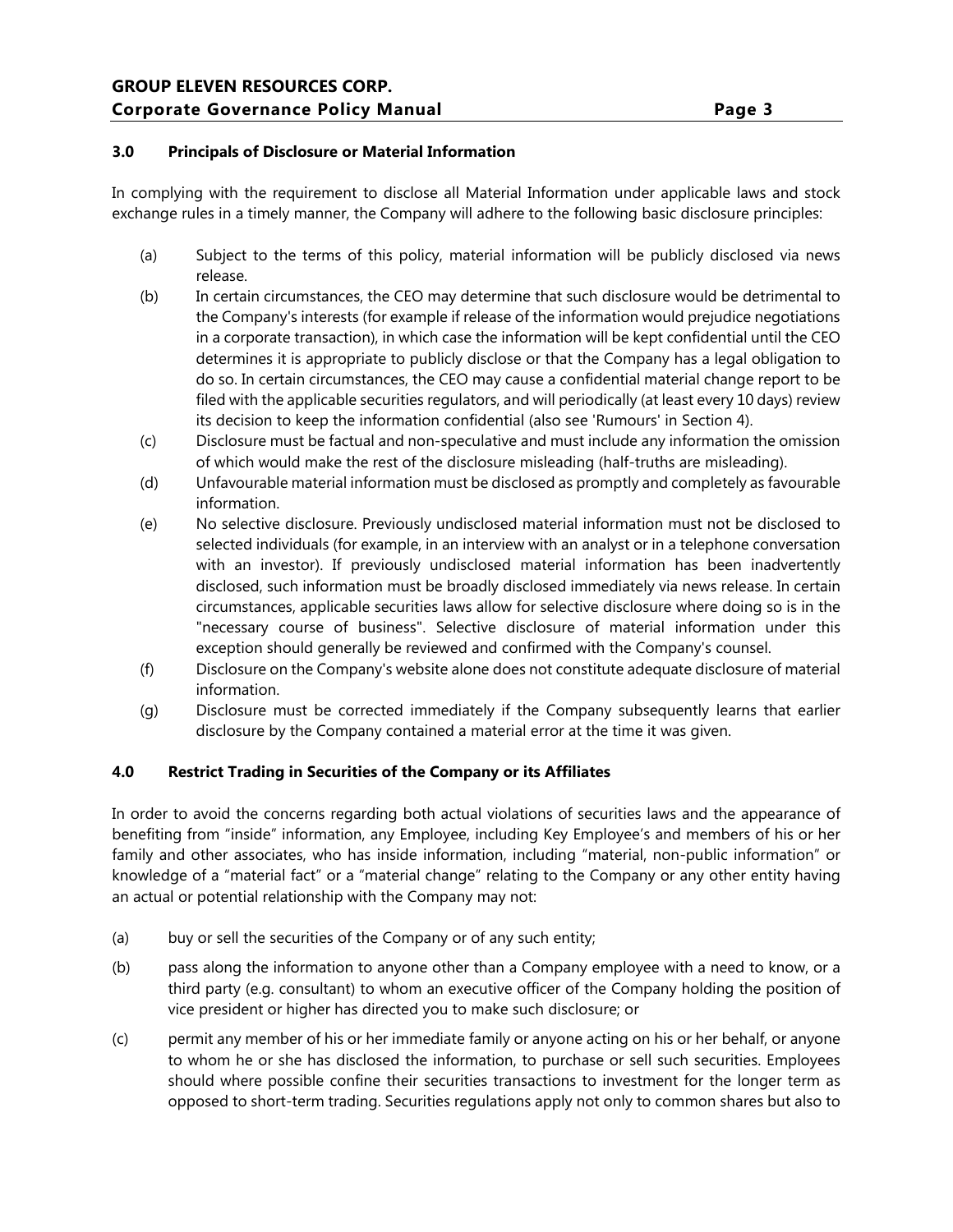## 3.0 Principals of Disclosure or Material Information

In complying with the requirement to disclose all Material Information under applicable laws and stock exchange rules in a timely manner, the Company will adhere to the following basic disclosure principles:

(a) Subject to the terms of this policy, material information will be publicly disclosed via news release.

(b) In certain circumstances, the CEO may determine that such disclosure would be detrimental to the Company's interests (for example if release of the information would prejudice negotiations in a corporate transaction), in which case the information will be kept confidential until the CEO determines it is appropriate to publicly disclose or that the Company has a legal obligation to do so. In certain circumstances, the CEO may cause a confidential material change report to be filed with the applicable securities regulators, and will periodically (at least every 10 days) review its decision to keep the information confidential (also see 'Rumours' in Section 4).

(c) Disclosure must be factual and non-speculative and must include any information the omission of which would make the rest of the disclosure misleading (half-truths are misleading).

(d) Unfavourable material information must be disclosed as promptly and completely as favourable information.

(e) No selective disclosure. Previously undisclosed material information must not be disclosed to selected individuals (for example, in an interview with an analyst or in a telephone conversation with an investor). If previously undisclosed material information has been inadvertently disclosed, such information must be broadly disclosed immediately via news release. In certain circumstances, applicable securities laws allow for selective disclosure where doing so is in the "necessary course of business". Selective disclosure of material information under this exception should generally be reviewed and confirmed with the Company's counsel.

(f) Disclosure on the Company's website alone does not constitute adequate disclosure of material information.

(g) Disclosure must be corrected immediately if the Company subsequently learns that earlier disclosure by the Company contained a material error at the time it was given.

## 4.0 Restrict Trading in Securities of the Company or its Affiliates

In order to avoid the concerns regarding both actual violations of securities laws and the appearance of benefiting from "inside" information, any Employee, including Key Employee's and members of his or her family and other associates, who has inside information, including "material, non-public information" or knowledge of a "material fact" or a "material change" relating to the Company or any other entity having an actual or potential relationship with the Company may not:

(a) buy or sell the securities of the Company or of any such entity;

(b) pass along the information to anyone other than a Company employee with a need to know, or a third party (e.g. consultant) to whom an executive officer of the Company holding the position of vice president or higher has directed you to make such disclosure; or

(c) permit any member of his or her immediate family or anyone acting on his or her behalf, or anyone to whom he or she has disclosed the information, to purchase or sell such securities. Employees should where possible confine their securities transactions to investment for the longer term as opposed to short-term trading. Securities regulations apply not only to common shares but also to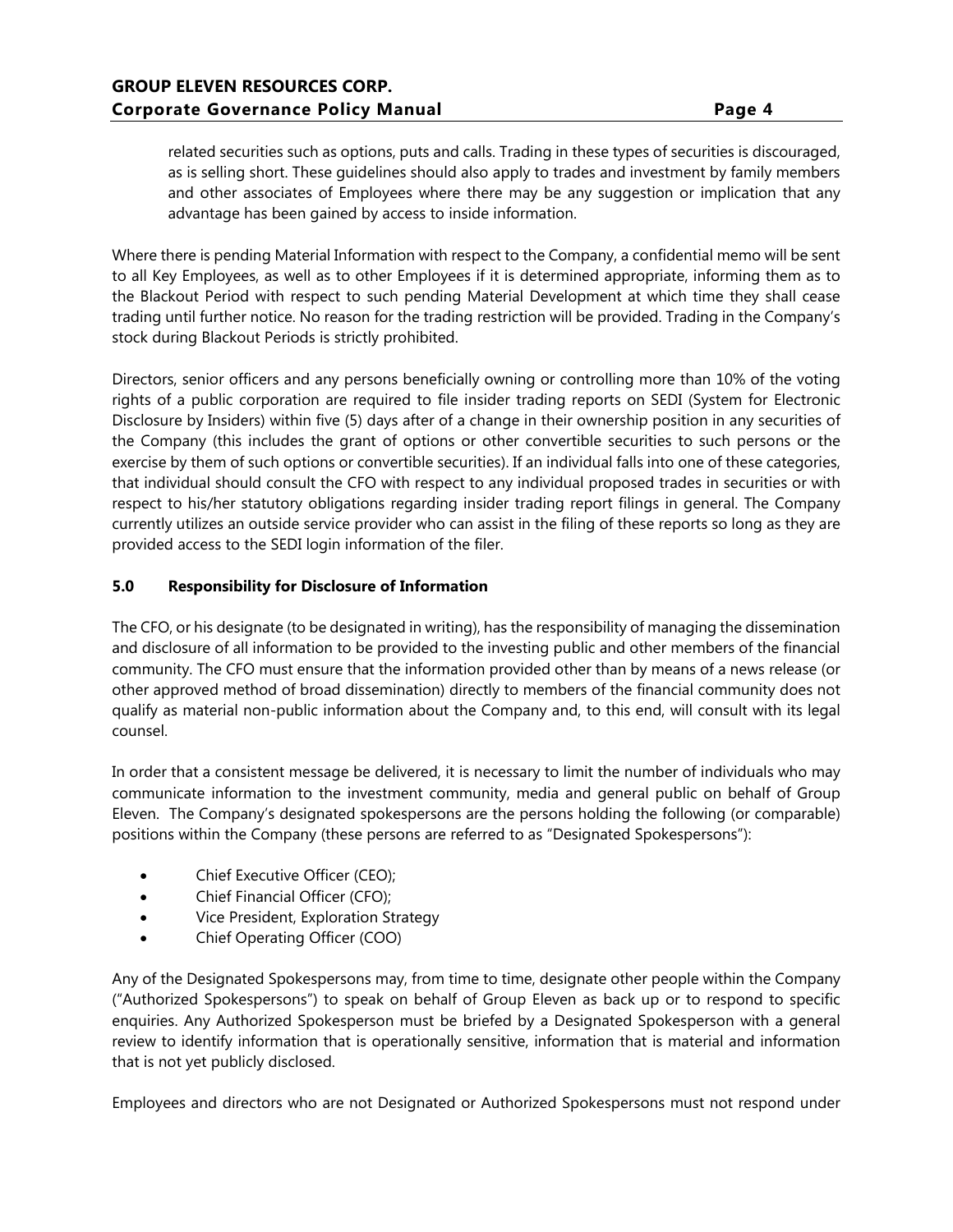related securities such as options, puts and calls. Trading in these types of securities is discouraged, as is selling short. These guidelines should also apply to trades and investment by family members and other associates of Employees where there may be any suggestion or implication that any advantage has been gained by access to inside information.

Where there is pending Material Information with respect to the Company, a confidential memo will be sent to all Key Employees, as well as to other Employees if it is determined appropriate, informing them as to the Blackout Period with respect to such pending Material Development at which time they shall cease trading until further notice. No reason for the trading restriction will be provided. Trading in the Company's stock during Blackout Periods is strictly prohibited.

Directors, senior officers and any persons beneficially owning or controlling more than 10% of the voting rights of a public corporation are required to file insider trading reports on SEDI (System for Electronic Disclosure by Insiders) within five (5) days after of a change in their ownership position in any securities of the Company (this includes the grant of options or other convertible securities to such persons or the exercise by them of such options or convertible securities). If an individual falls into one of these categories, that individual should consult the CFO with respect to any individual proposed trades in securities or with respect to his/her statutory obligations regarding insider trading report filings in general. The Company currently utilizes an outside service provider who can assist in the filing of these reports so long as they are provided access to the SEDI login information of the filer.

## 5.0 Responsibility for Disclosure of Information

The CFO, or his designate (to be designated in writing), has the responsibility of managing the dissemination and disclosure of all information to be provided to the investing public and other members of the financial community. The CFO must ensure that the information provided other than by means of a news release (or other approved method of broad dissemination) directly to members of the financial community does not qualify as material non-public information about the Company and, to this end, will consult with its legal counsel.

In order that a consistent message be delivered, it is necessary to limit the number of individuals who may communicate information to the investment community, media and general public on behalf of Group Eleven. The Company's designated spokespersons are the persons holding the following (or comparable) positions within the Company (these persons are referred to as "Designated Spokespersons"):

- Chief Executive Officer (CEO);
- Chief Financial Officer (CFO);
- Vice President, Exploration Strategy
- Chief Operating Officer (COO)

Any of the Designated Spokespersons may, from time to time, designate other people within the Company ("Authorized Spokespersons") to speak on behalf of Group Eleven as back up or to respond to specific enquiries. Any Authorized Spokesperson must be briefed by a Designated Spokesperson with a general review to identify information that is operationally sensitive, information that is material and information that is not yet publicly disclosed.

Employees and directors who are not Designated or Authorized Spokespersons must not respond under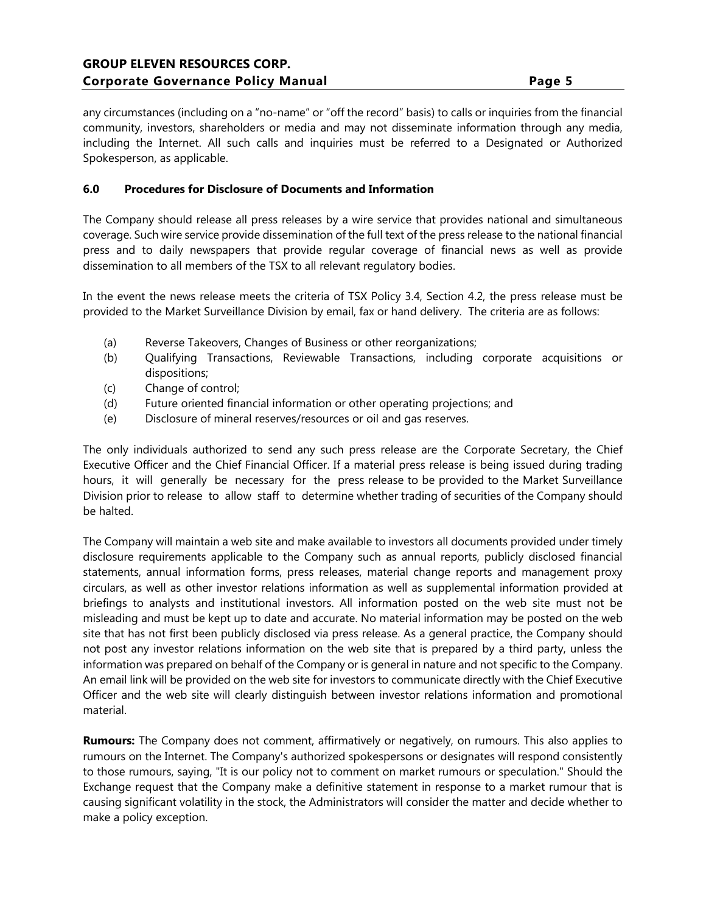any circumstances (including on a "no-name" or "off the record" basis) to calls or inquiries from the financial community, investors, shareholders or media and may not disseminate information through any media, including the Internet. All such calls and inquiries must be referred to a Designated or Authorized Spokesperson, as applicable.

### 6.0 Procedures for Disclosure of Documents and Information

The Company should release all press releases by a wire service that provides national and simultaneous coverage. Such wire service provide dissemination of the full text of the press release to the national financial press and to daily newspapers that provide regular coverage of financial news as well as provide dissemination to all members of the TSX to all relevant regulatory bodies.

In the event the news release meets the criteria of TSX Policy 3.4, Section 4.2, the press release must be provided to the Market Surveillance Division by email, fax or hand delivery. The criteria are as follows:

(a) Reverse Takeovers, Changes of Business or other reorganizations;
(b) Qualifying Transactions, Reviewable Transactions, including corporate acquisitions or dispositions;
(c) Change of control;
(d) Future oriented financial information or other operating projections; and
(e) Disclosure of mineral reserves/resources or oil and gas reserves.

The only individuals authorized to send any such press release are the Corporate Secretary, the Chief Executive Officer and the Chief Financial Officer. If a material press release is being issued during trading hours, it will generally be necessary for the press release to be provided to the Market Surveillance Division prior to release to allow staff to determine whether trading of securities of the Company should be halted.

The Company will maintain a web site and make available to investors all documents provided under timely disclosure requirements applicable to the Company such as annual reports, publicly disclosed financial statements, annual information forms, press releases, material change reports and management proxy circulars, as well as other investor relations information as well as supplemental information provided at briefings to analysts and institutional investors. All information posted on the web site must not be misleading and must be kept up to date and accurate. No material information may be posted on the web site that has not first been publicly disclosed via press release. As a general practice, the Company should not post any investor relations information on the web site that is prepared by a third party, unless the information was prepared on behalf of the Company or is general in nature and not specific to the Company. An email link will be provided on the web site for investors to communicate directly with the Chief Executive Officer and the web site will clearly distinguish between investor relations information and promotional material.

**Rumours:** The Company does not comment, affirmatively or negatively, on rumours. This also applies to rumours on the Internet. The Company's authorized spokespersons or designates will respond consistently to those rumours, saying, "It is our policy not to comment on market rumours or speculation." Should the Exchange request that the Company make a definitive statement in response to a market rumour that is causing significant volatility in the stock, the Administrators will consider the matter and decide whether to make a policy exception.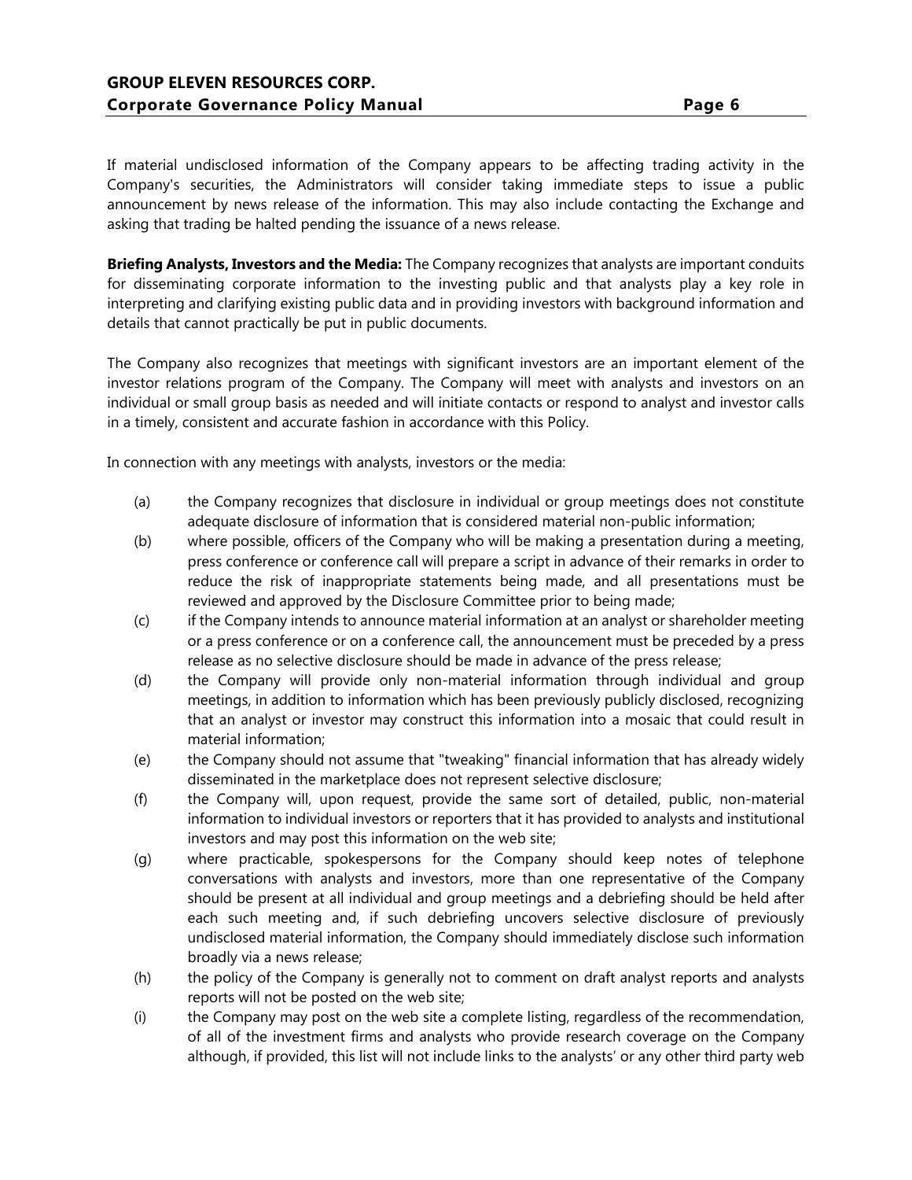If material undisclosed information of the Company appears to be affecting trading activity in the Company's securities, the Administrators will consider taking immediate steps to issue a public announcement by news release of the information. This may also include contacting the Exchange and asking that trading be halted pending the issuance of a news release.

**Briefing Analysts, Investors and the Media:** The Company recognizes that analysts are important conduits for disseminating corporate information to the investing public and that analysts play a key role in interpreting and clarifying existing public data and in providing investors with background information and details that cannot practically be put in public documents.

The Company also recognizes that meetings with significant investors are an important element of the investor relations program of the Company. The Company will meet with analysts and investors on an individual or small group basis as needed and will initiate contacts or respond to analyst and investor calls in a timely, consistent and accurate fashion in accordance with this Policy.

In connection with any meetings with analysts, investors or the media:

(a) the Company recognizes that disclosure in individual or group meetings does not constitute adequate disclosure of information that is considered material non-public information;

(b) where possible, officers of the Company who will be making a presentation during a meeting, press conference or conference call will prepare a script in advance of their remarks in order to reduce the risk of inappropriate statements being made, and all presentations must be reviewed and approved by the Disclosure Committee prior to being made;

(c) if the Company intends to announce material information at an analyst or shareholder meeting or a press conference or on a conference call, the announcement must be preceded by a press release as no selective disclosure should be made in advance of the press release;

(d) the Company will provide only non-material information through individual and group meetings, in addition to information which has been previously publicly disclosed, recognizing that an analyst or investor may construct this information into a mosaic that could result in material information;

(e) the Company should not assume that "tweaking" financial information that has already widely disseminated in the marketplace does not represent selective disclosure;

(f) the Company will, upon request, provide the same sort of detailed, public, non-material information to individual investors or reporters that it has provided to analysts and institutional investors and may post this information on the web site;

(g) where practicable, spokespersons for the Company should keep notes of telephone conversations with analysts and investors, more than one representative of the Company should be present at all individual and group meetings and a debriefing should be held after each such meeting and, if such debriefing uncovers selective disclosure of previously undisclosed material information, the Company should immediately disclose such information broadly via a news release;

(h) the policy of the Company is generally not to comment on draft analyst reports and analysts reports will not be posted on the web site;

(i) the Company may post on the web site a complete listing, regardless of the recommendation, of all of the investment firms and analysts who provide research coverage on the Company although, if provided, this list will not include links to the analysts' or any other third party web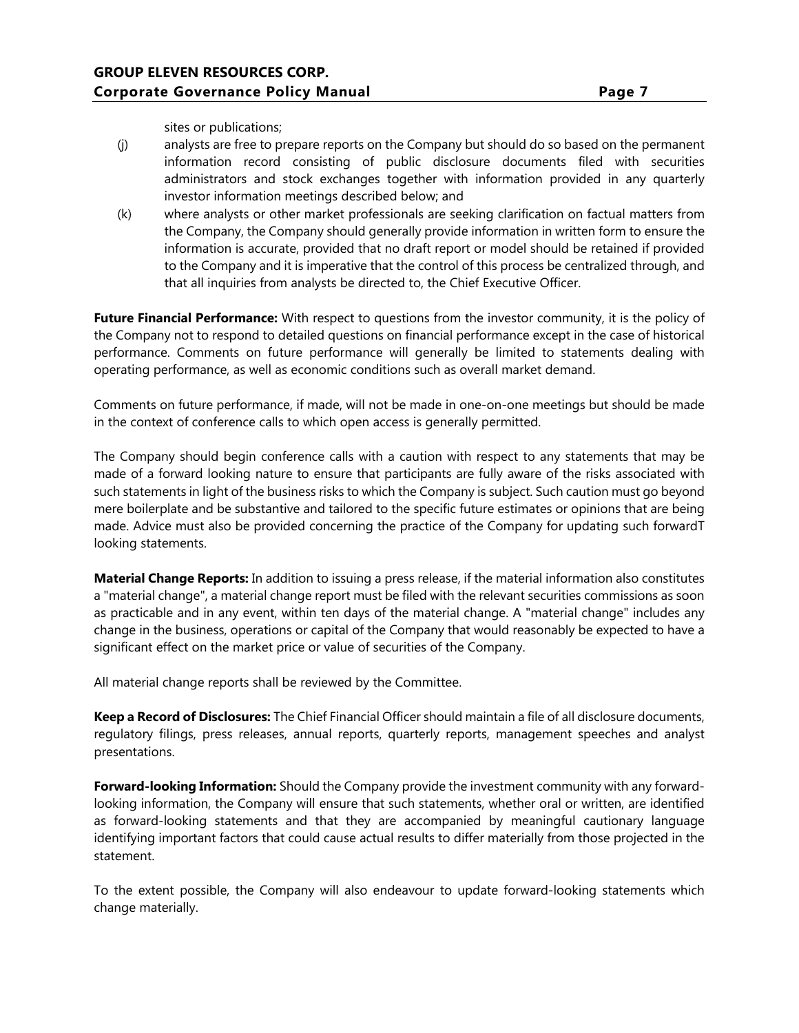sites or publications;

(j) analysts are free to prepare reports on the Company but should do so based on the permanent information record consisting of public disclosure documents filed with securities administrators and stock exchanges together with information provided in any quarterly investor information meetings described below; and

(k) where analysts or other market professionals are seeking clarification on factual matters from the Company, the Company should generally provide information in written form to ensure the information is accurate, provided that no draft report or model should be retained if provided to the Company and it is imperative that the control of this process be centralized through, and that all inquiries from analysts be directed to, the Chief Executive Officer.

**Future Financial Performance:** With respect to questions from the investor community, it is the policy of the Company not to respond to detailed questions on financial performance except in the case of historical performance. Comments on future performance will generally be limited to statements dealing with operating performance, as well as economic conditions such as overall market demand.

Comments on future performance, if made, will not be made in one-on-one meetings but should be made in the context of conference calls to which open access is generally permitted.

The Company should begin conference calls with a caution with respect to any statements that may be made of a forward looking nature to ensure that participants are fully aware of the risks associated with such statements in light of the business risks to which the Company is subject. Such caution must go beyond mere boilerplate and be substantive and tailored to the specific future estimates or opinions that are being made. Advice must also be provided concerning the practice of the Company for updating such forwardT looking statements.

**Material Change Reports:** In addition to issuing a press release, if the material information also constitutes a "material change", a material change report must be filed with the relevant securities commissions as soon as practicable and in any event, within ten days of the material change. A "material change" includes any change in the business, operations or capital of the Company that would reasonably be expected to have a significant effect on the market price or value of securities of the Company.

All material change reports shall be reviewed by the Committee.

**Keep a Record of Disclosures:** The Chief Financial Officer should maintain a file of all disclosure documents, regulatory filings, press releases, annual reports, quarterly reports, management speeches and analyst presentations.

**Forward-looking Information:** Should the Company provide the investment community with any forward-looking information, the Company will ensure that such statements, whether oral or written, are identified as forward-looking statements and that they are accompanied by meaningful cautionary language identifying important factors that could cause actual results to differ materially from those projected in the statement.

To the extent possible, the Company will also endeavour to update forward-looking statements which change materially.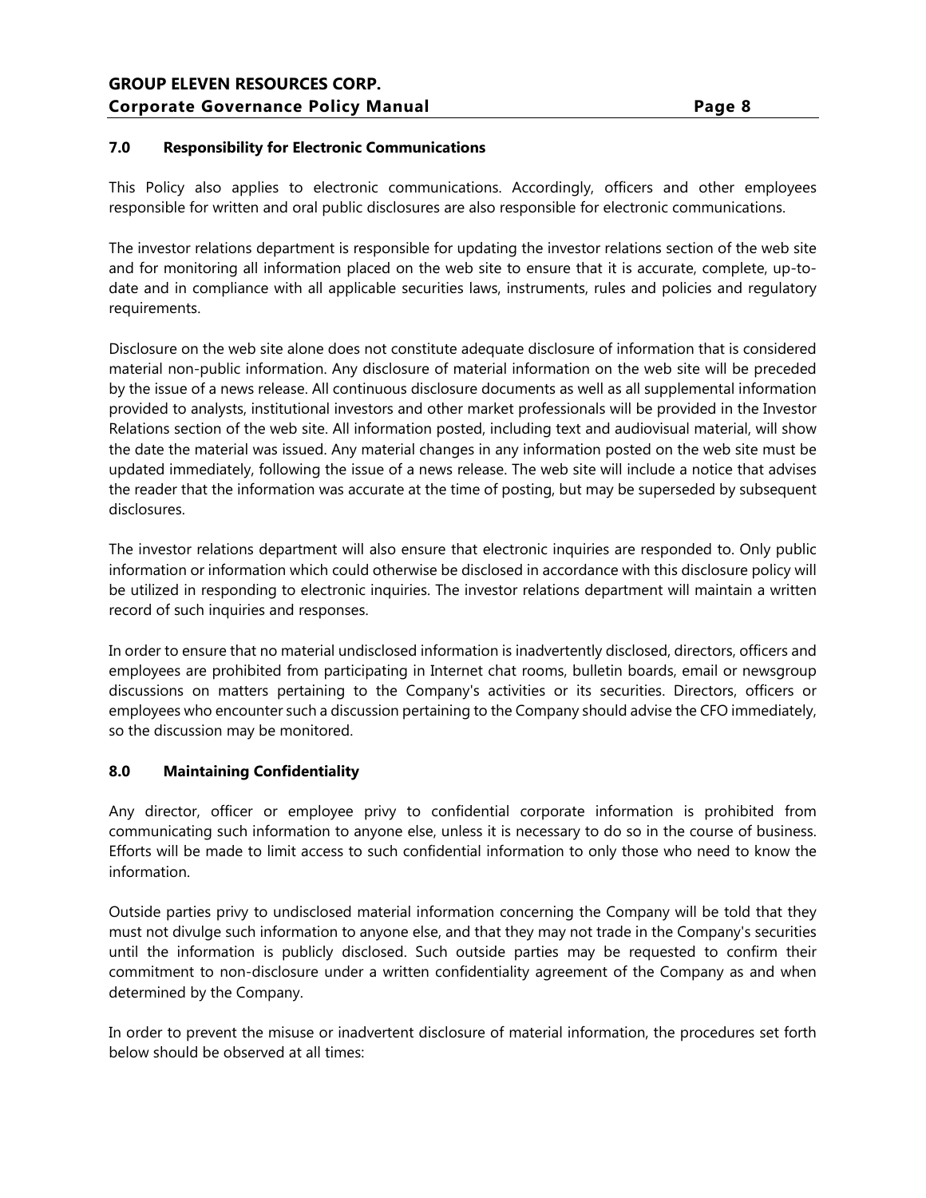## 7.0 Responsibility for Electronic Communications

This Policy also applies to electronic communications. Accordingly, officers and other employees responsible for written and oral public disclosures are also responsible for electronic communications.

The investor relations department is responsible for updating the investor relations section of the web site and for monitoring all information placed on the web site to ensure that it is accurate, complete, up-to-date and in compliance with all applicable securities laws, instruments, rules and policies and regulatory requirements.

Disclosure on the web site alone does not constitute adequate disclosure of information that is considered material non-public information. Any disclosure of material information on the web site will be preceded by the issue of a news release. All continuous disclosure documents as well as all supplemental information provided to analysts, institutional investors and other market professionals will be provided in the Investor Relations section of the web site. All information posted, including text and audiovisual material, will show the date the material was issued. Any material changes in any information posted on the web site must be updated immediately, following the issue of a news release. The web site will include a notice that advises the reader that the information was accurate at the time of posting, but may be superseded by subsequent disclosures.

The investor relations department will also ensure that electronic inquiries are responded to. Only public information or information which could otherwise be disclosed in accordance with this disclosure policy will be utilized in responding to electronic inquiries. The investor relations department will maintain a written record of such inquiries and responses.

In order to ensure that no material undisclosed information is inadvertently disclosed, directors, officers and employees are prohibited from participating in Internet chat rooms, bulletin boards, email or newsgroup discussions on matters pertaining to the Company's activities or its securities. Directors, officers or employees who encounter such a discussion pertaining to the Company should advise the CFO immediately, so the discussion may be monitored.

## 8.0 Maintaining Confidentiality

Any director, officer or employee privy to confidential corporate information is prohibited from communicating such information to anyone else, unless it is necessary to do so in the course of business. Efforts will be made to limit access to such confidential information to only those who need to know the information.

Outside parties privy to undisclosed material information concerning the Company will be told that they must not divulge such information to anyone else, and that they may not trade in the Company's securities until the information is publicly disclosed. Such outside parties may be requested to confirm their commitment to non-disclosure under a written confidentiality agreement of the Company as and when determined by the Company.

In order to prevent the misuse or inadvertent disclosure of material information, the procedures set forth below should be observed at all times: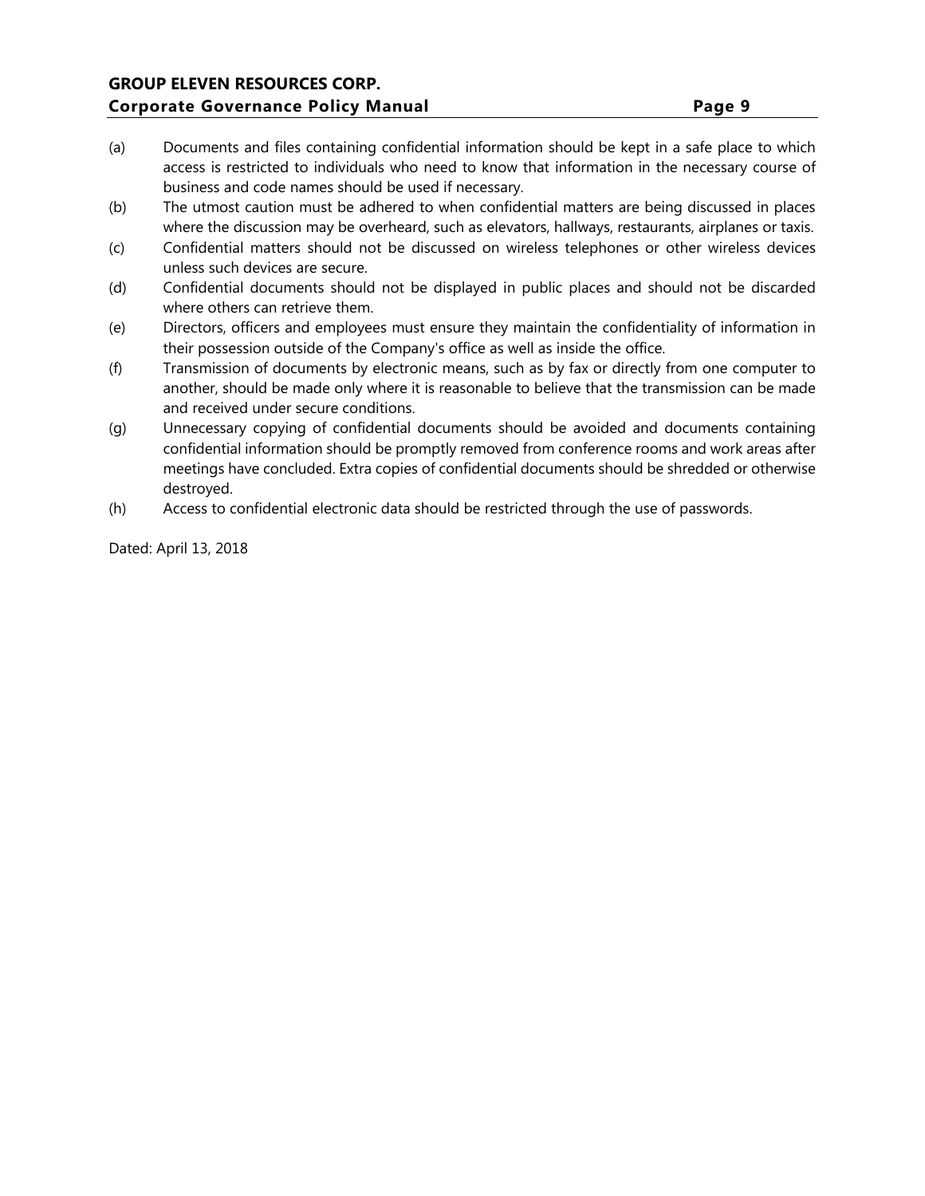(a) Documents and files containing confidential information should be kept in a safe place to which access is restricted to individuals who need to know that information in the necessary course of business and code names should be used if necessary.

(b) The utmost caution must be adhered to when confidential matters are being discussed in places where the discussion may be overheard, such as elevators, hallways, restaurants, airplanes or taxis.

(c) Confidential matters should not be discussed on wireless telephones or other wireless devices unless such devices are secure.

(d) Confidential documents should not be displayed in public places and should not be discarded where others can retrieve them.

(e) Directors, officers and employees must ensure they maintain the confidentiality of information in their possession outside of the Company's office as well as inside the office.

(f) Transmission of documents by electronic means, such as by fax or directly from one computer to another, should be made only where it is reasonable to believe that the transmission can be made and received under secure conditions.

(g) Unnecessary copying of confidential documents should be avoided and documents containing confidential information should be promptly removed from conference rooms and work areas after meetings have concluded. Extra copies of confidential documents should be shredded or otherwise destroyed.

(h) Access to confidential electronic data should be restricted through the use of passwords.

Dated: April 13, 2018